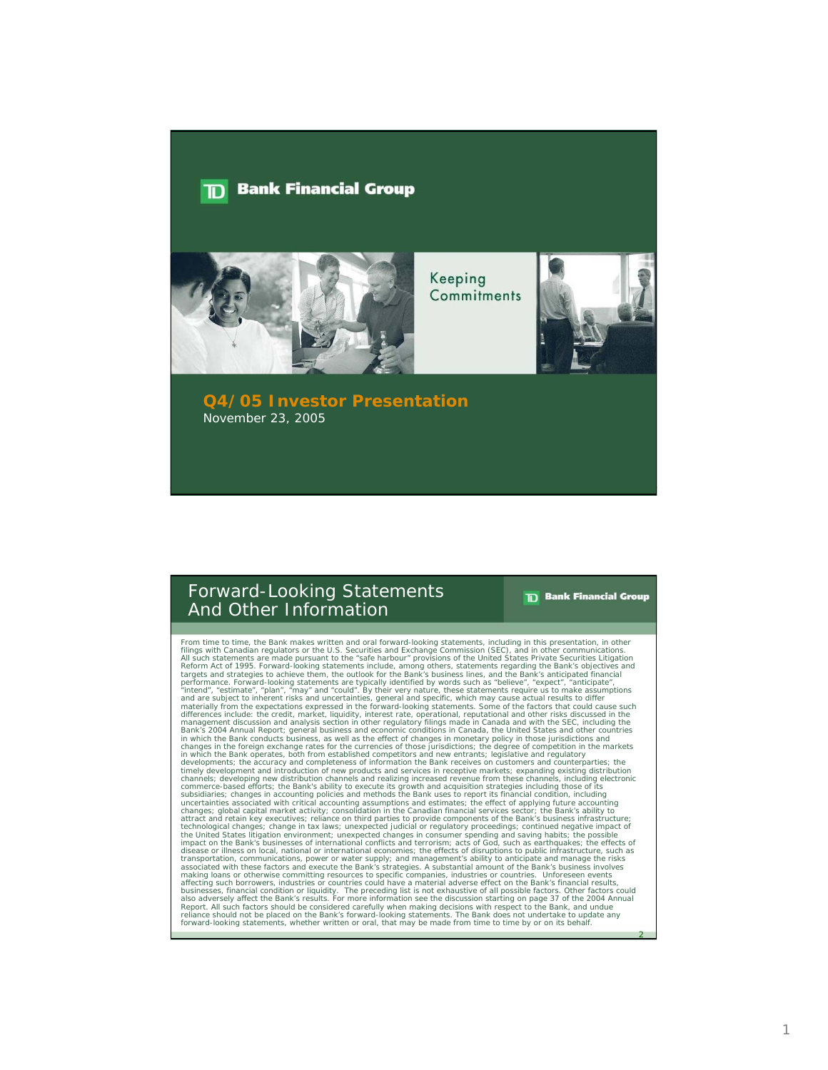# TD Bank Financial Group

Keeping Commitments

## Q4/05 Investor Presentation

November 23, 2005

## Forward-Looking Statements And Other Information

From time to time, the Bank makes written and oral forward-looking statements, including in this presentation, in other filings with Canadian regulators or the U.S. Securities and Exchange Commission (SEC), and in other communications. All such statements are made pursuant to the "safe harbour" provisions of the United States Private Securities Litigation Reform Act of 1995. Forward-looking statements include, among others, statements regarding the Bank's objectives and targets and strategies to achieve them, the outlook for the Bank's business lines, and the Bank's anticipated financial performance. Forward-looking statements are typically identified by words such as "believe", "expect", "anticipate", "intend", "estimate", "plan", "may" and "could". By their very nature, these statements require us to make assumptions and are subject to inherent risks and uncertainties, general and specific, which may cause actual results to differ materially from the expectations expressed in the forward-looking statements. Some of the factors that could cause such differences include: the credit, market, liquidity, interest rate, operational, reputational and other risks discussed in the management discussion and analysis section in other regulatory filings made in Canada and with the SEC, including the Bank's 2004 Annual Report; general business and economic conditions in Canada, the United States and other countries in which the Bank conducts business, as well as the effect of changes in monetary policy in those jurisdictions and changes in the foreign exchange rates for the currencies of those jurisdictions; the degree of competition in the markets in which the Bank operates, both from established competitors and new entrants; legislative and regulatory developments; the accuracy and completeness of information the Bank receives on customers and counterparties; the timely development and introduction of new products and services in receptive markets; expanding existing distribution channels; developing new distribution channels and realizing increased revenue from these channels, including electronic commerce-based efforts; the Bank's ability to execute its growth and acquisition strategies including those of its subsidiaries; changes in accounting policies and methods the Bank uses to report its financial condition, including uncertainties associated with critical accounting assumptions and estimates; the effect of applying future accounting changes; global capital market activity; consolidation in the Canadian financial services sector; the Bank's ability to attract and retain key executives; reliance on third parties to provide components of the Bank's business infrastructure; technological changes; change in tax laws; unexpected judicial or regulatory proceedings; continued negative impact of the United States litigation environment; unexpected changes in consumer spending and saving habits; the possible impact on the Bank's businesses of international conflicts and terrorism; acts of God, such as earthquakes; the effects of disease or illness on local, national or international economies; the effects of disruptions to public infrastructure, such as transportation, communications, power or water supply; and management's ability to anticipate and manage the risks associated with these factors and execute the Bank's strategies. A substantial amount of the Bank's business involves making loans or otherwise committing resources to specific companies, industries or countries. Unforeseen events affecting such borrowers, industries or countries could have a material adverse effect on the Bank's financial results, businesses, financial condition or liquidity. The preceding list is not exhaustive of all possible factors. Other factors could also adversely affect the Bank's results. For more information see the discussion starting on page 37 of the 2004 Annual Report. All such factors should be considered carefully when making decisions with respect to the Bank, and undue reliance should not be placed on the Bank's forward-looking statements. The Bank does not undertake to update any forward-looking statements, whether written or oral, that may be made from time to time by or on its behalf.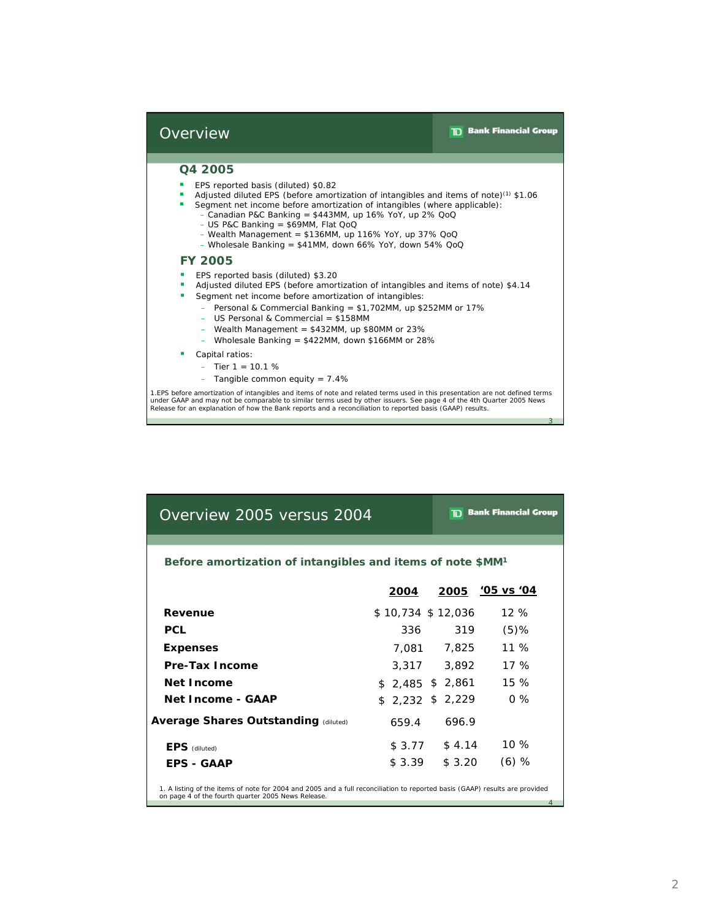## Overview

### Q4 2005

- EPS reported basis (diluted) $0.82
- Adjusted diluted EPS (before amortization of intangibles and items of note)[1] $1.06
- Segment net income before amortization of intangibles (where applicable):
  - Canadian P&C Banking = $443MM, up 16% YoY, up 2% QoQ
  - US P&C Banking = $69MM, Flat QoQ
  - Wealth Management = $136MM, up 116% YoY, up 37% QoQ
  - Wholesale Banking = $41MM, down 66% YoY, down 54% QoQ

### FY 2005

- EPS reported basis (diluted) $3.20
- Adjusted diluted EPS (before amortization of intangibles and items of note) $4.14
- Segment net income before amortization of intangibles:
  - Personal & Commercial Banking = $1,702MM, up $252MM or 17%
  - US Personal & Commercial = $158MM
  - Wealth Management = $432MM, up $80MM or 23%
  - Wholesale Banking = $422MM, down $166MM or 28%
- Capital ratios:
  - Tier 1 = 10.1 %
  - Tangible common equity = 7.4%

1.EPS before amortization of intangibles and items of note and related terms used in this presentation are not defined terms under GAAP and may not be comparable to similar terms used by other issuers. See page 4 of the 4th Quarter 2005 News Release for an explanation of how the Bank reports and a reconciliation to reported basis (GAAP) results.

## Overview 2005 versus 2004

### Before amortization of intangibles and items of note $MM[1]

| | 2004 | 2005 | '05 vs '04 |
|---|---|---|---|
| **Revenue** | $ 10,734 | $ 12,036 | 12 % |
| **PCL** | 336 | 319 | (5)% |
| **Expenses** | 7,081 | 7,825 | 11 % |
| **Pre-Tax Income** | 3,317 | 3,892 | 17 % |
| **Net Income** | $ 2,485 | $ 2,861 | 15 % |
| **Net Income - GAAP** | $ 2,232 | $ 2,229 | 0 % |
| **Average Shares Outstanding** (diluted) | 659.4 | 696.9 | |
| **EPS** (diluted) | $ 3.77 | $ 4.14 | 10 % |
| **EPS - GAAP** | $ 3.39 | $ 3.20 | (6) % |

1. A listing of the items of note for 2004 and 2005 and a full reconciliation to reported basis (GAAP) results are provided on page 4 of the fourth quarter 2005 News Release.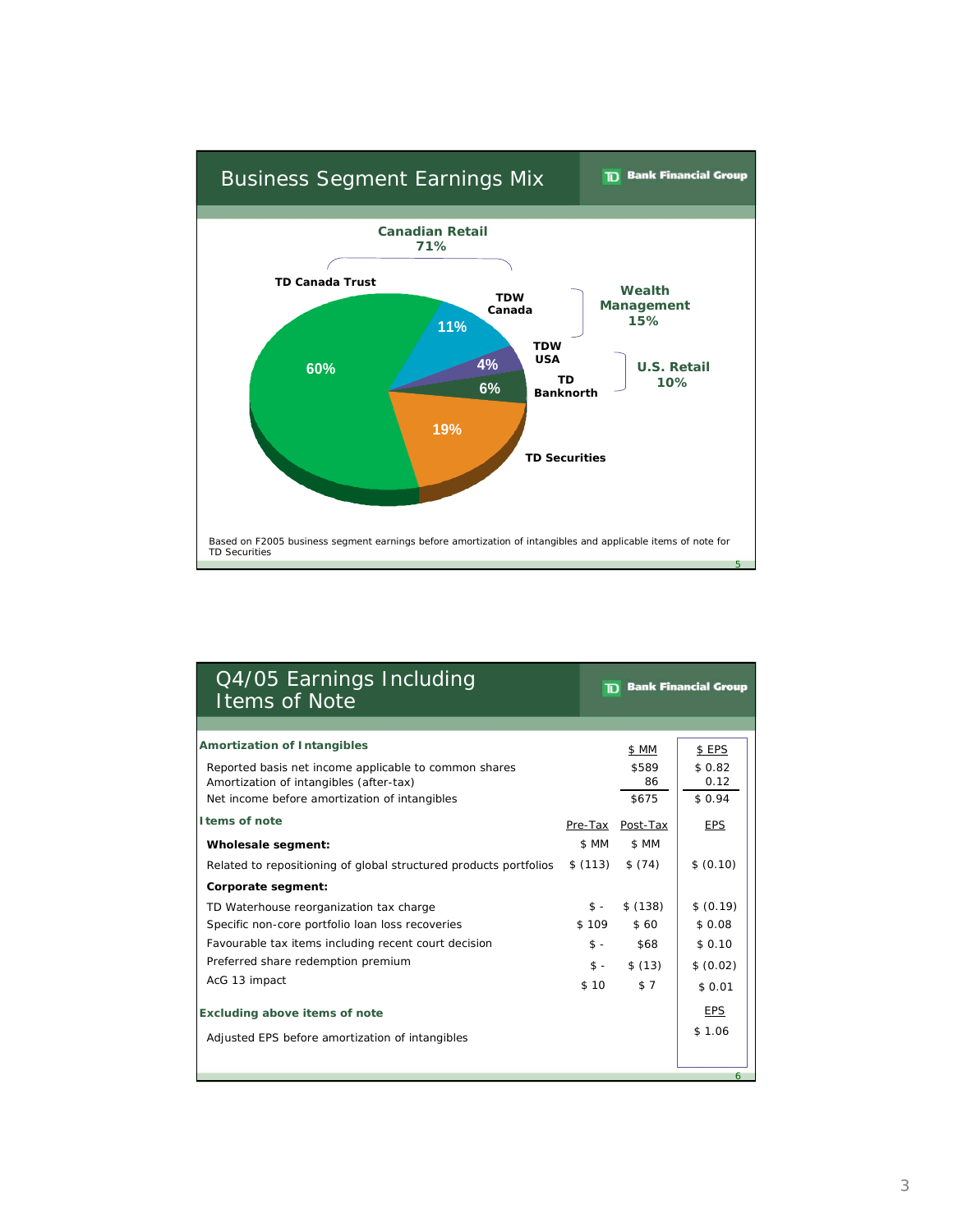## Business Segment Earnings Mix

TD Bank Financial Group

**Canadian Retail 71%**

- TD Canada Trust: 60%
- TDW Canada: 11%

**Wealth Management 15%**

- TDW Canada: 11%
- TDW USA: 4%

**U.S. Retail 10%**

- TD Banknorth: 6%

**TD Securities**: 19%

Based on F2005 business segment earnings before amortization of intangibles and applicable items of note for TD Securities

## Q4/05 Earnings Including Items of Note

TD Bank Financial Group

| **Amortization of Intangibles** | | $ MM | $ EPS |
|---|---|---|---|
| Reported basis net income applicable to common shares | | $589 | $ 0.82 |
| Amortization of intangibles (after-tax) | | 86 | 0.12 |
| Net income before amortization of intangibles | | $675 | $ 0.94 |
| **Items of note** | Pre-Tax | Post-Tax | EPS |
| **Wholesale segment:** | $ MM | $ MM | |
| Related to repositioning of global structured products portfolios | $ (113) | $ (74) | $ (0.10) |
| **Corporate segment:** | | | |
| TD Waterhouse reorganization tax charge | $ - | $ (138) | $ (0.19) |
| Specific non-core portfolio loan loss recoveries | $ 109 | $ 60 | $ 0.08 |
| Favourable tax items including recent court decision | $ - | $68 | $ 0.10 |
| Preferred share redemption premium | $ - | $ (13) | $ (0.02) |
| AcG 13 impact | $ 10 | $ 7 | $ 0.01 |
| **Excluding above items of note** | | | EPS |
| Adjusted EPS before amortization of intangibles | | | $ 1.06 |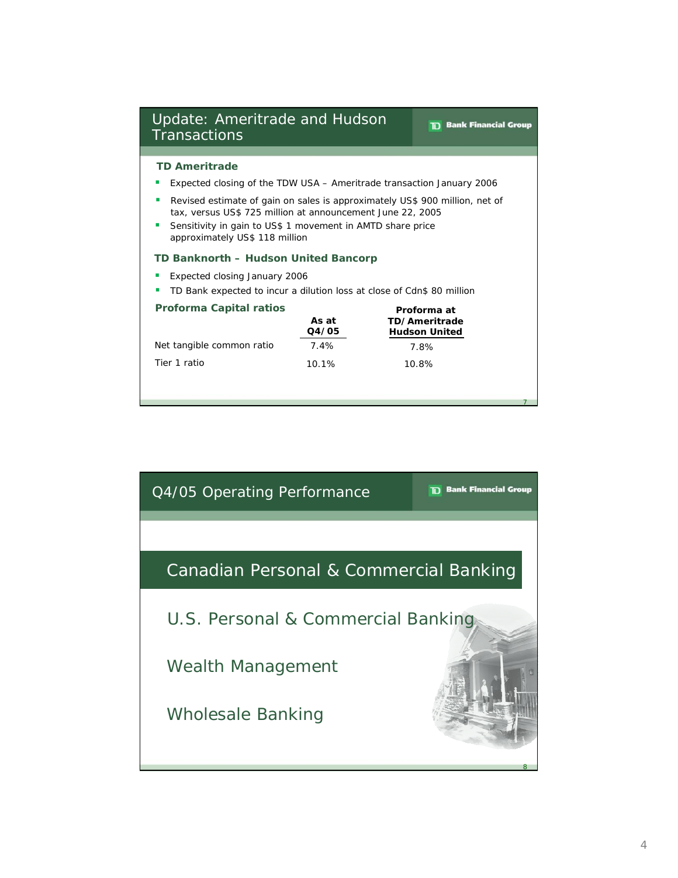## Update: Ameritrade and Hudson Transactions

TD Bank Financial Group

### TD Ameritrade

- Expected closing of the TDW USA – Ameritrade transaction January 2006
- Revised estimate of gain on sales is approximately US$ 900 million, net of tax, versus US$ 725 million at announcement June 22, 2005
- Sensitivity in gain to US$ 1 movement in AMTD share price approximately US$ 118 million

### TD Banknorth – Hudson United Bancorp

- Expected closing January 2006
- TD Bank expected to incur a dilution loss at close of Cdn$ 80 million

### Proforma Capital ratios

| | As at Q4/05 | Proforma at TD/Ameritrade Hudson United |
|---|---|---|
| Net tangible common ratio | 7.4% | 7.8% |
| Tier 1 ratio | 10.1% | 10.8% |

## Q4/05 Operating Performance

TD Bank Financial Group

**Canadian Personal & Commercial Banking**

U.S. Personal & Commercial Banking

Wealth Management

Wholesale Banking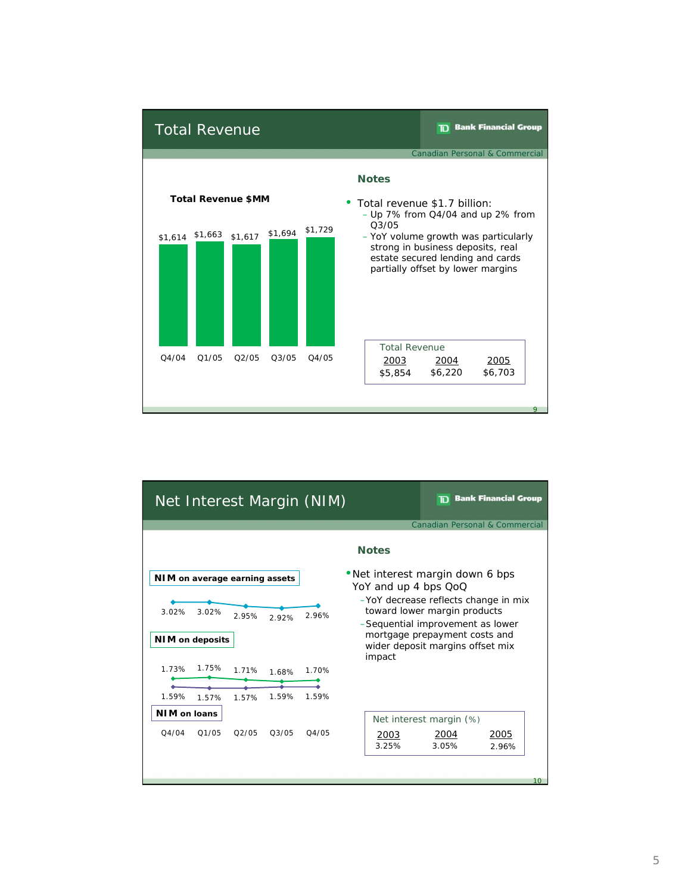# Total Revenue

TD Bank Financial Group

Canadian Personal & Commercial

**Total Revenue $MM**

| Q4/04 | Q1/05 | Q2/05 | Q3/05 | Q4/05 |
|---|---|---|---|---|
| $1,614 | $1,663 | $1,617 | $1,694 | $1,729 |

## Notes

- Total revenue $1.7 billion:
  - Up 7% from Q4/04 and up 2% from Q3/05
  - YoY volume growth was particularly strong in business deposits, real estate secured lending and cards partially offset by lower margins

| Total Revenue | | |
|---|---|---|
| 2003 | 2004 | 2005 |
| $5,854 | $6,220 | $6,703 |

# Net Interest Margin (NIM)

TD Bank Financial Group

Canadian Personal & Commercial

| | Q4/04 | Q1/05 | Q2/05 | Q3/05 | Q4/05 |
|---|---|---|---|---|---|
| **NIM on average earning assets** | 3.02% | 3.02% | 2.95% | 2.92% | 2.96% |
| **NIM on deposits** | 1.73% | 1.75% | 1.71% | 1.68% | 1.70% |
| **NIM on loans** | 1.59% | 1.57% | 1.57% | 1.59% | 1.59% |

## Notes

- Net interest margin down 6 bps YoY and up 4 bps QoQ
  - YoY decrease reflects change in mix toward lower margin products
  - Sequential improvement as lower mortgage prepayment costs and wider deposit margins offset mix impact

| Net interest margin (%) | | |
|---|---|---|
| 2003 | 2004 | 2005 |
| 3.25% | 3.05% | 2.96% |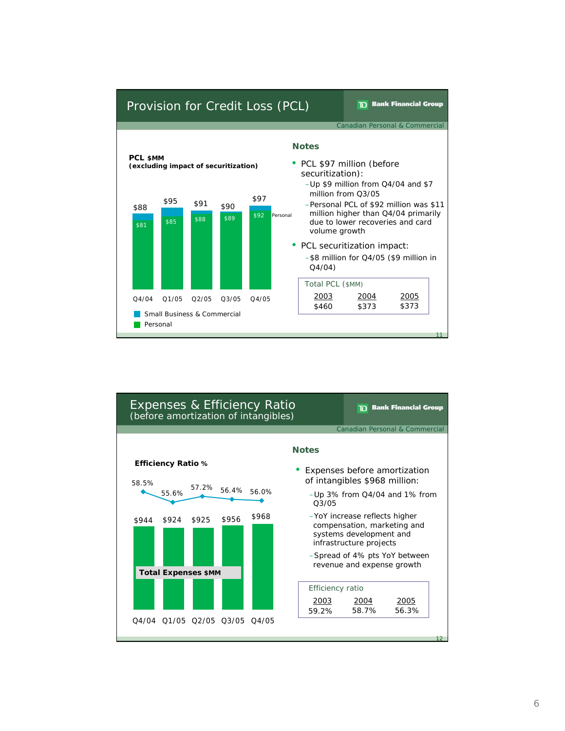## Provision for Credit Loss (PCL)

TD Bank Financial Group

Canadian Personal & Commercial

**PCL $MM**
**(excluding impact of securitization)**

| | Q4/04 | Q1/05 | Q2/05 | Q3/05 | Q4/05 |
|---|---|---|---|---|---|
| Total | $88 | $95 | $91 | $90 | $97 |
| Personal | $81 | $85 | $88 | $89 | $92 |

Small Business & Commercial
Personal

### Notes

- PCL $97 million (before securitization):
  - Up $9 million from Q4/04 and $7 million from Q3/05
  - Personal PCL of $92 million was $11 million higher than Q4/04 primarily due to lower recoveries and card volume growth
- PCL securitization impact:
  - $8 million for Q4/05 ($9 million in Q4/04)

| Total PCL ($MM) | | |
|---|---|---|
| 2003 | 2004 | 2005 |
| $460 | $373 | $373 |

## Expenses & Efficiency Ratio
(before amortization of intangibles)

TD Bank Financial Group

Canadian Personal & Commercial

| | Q4/04 | Q1/05 | Q2/05 | Q3/05 | Q4/05 |
|---|---|---|---|---|---|
| Efficiency Ratio % | 58.5% | 55.6% | 57.2% | 56.4% | 56.0% |
| Total Expenses $MM | $944 | $924 | $925 | $956 | $968 |

### Notes

- Expenses before amortization of intangibles $968 million:
  - Up 3% from Q4/04 and 1% from Q3/05
  - YoY increase reflects higher compensation, marketing and systems development and infrastructure projects
  - Spread of 4% pts YoY between revenue and expense growth

| Efficiency ratio | | |
|---|---|---|
| 2003 | 2004 | 2005 |
| 59.2% | 58.7% | 56.3% |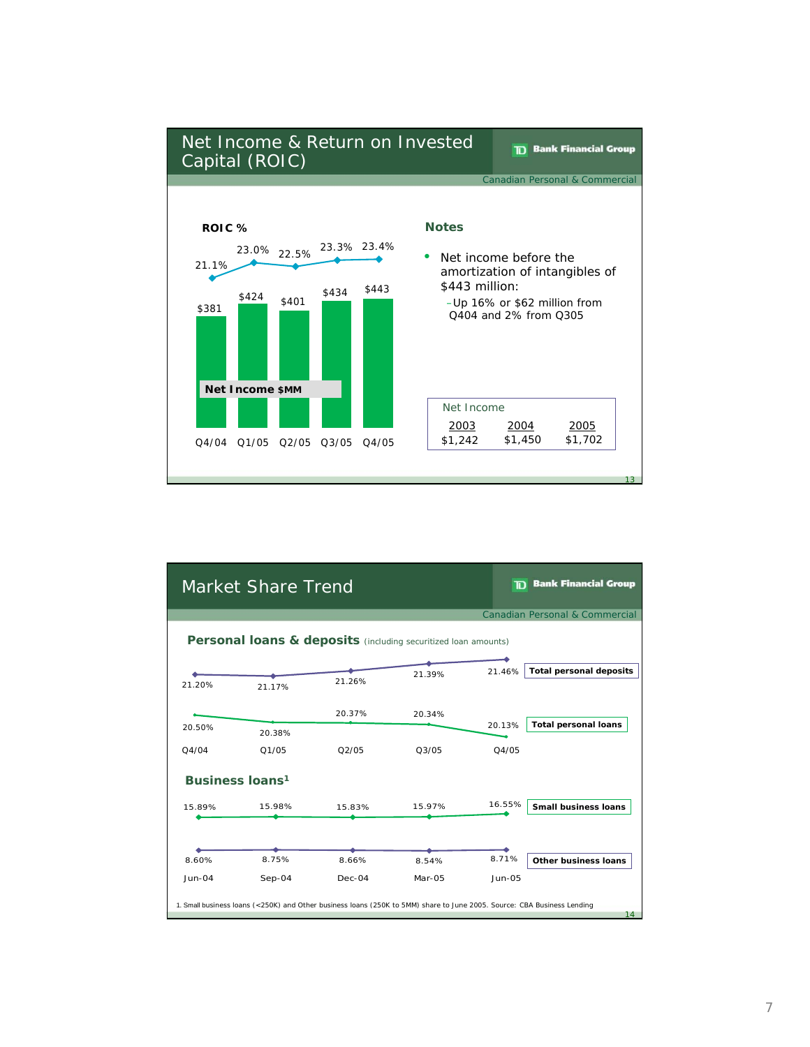## Net Income & Return on Invested Capital (ROIC)

TD Bank Financial Group

Canadian Personal & Commercial

**ROIC %**

| | Q4/04 | Q1/05 | Q2/05 | Q3/05 | Q4/05 |
|---|---|---|---|---|---|
| ROIC % | 21.1% | 23.0% | 22.5% | 23.3% | 23.4% |
| Net Income $MM | $381 | $424 | $401 | $434 | $443 |

**Notes**

- Net income before the amortization of intangibles of $443 million:
  - Up 16% or $62 million from Q404 and 2% from Q305

| Net Income | | |
|---|---|---|
| 2003 | 2004 | 2005 |
| $1,242 | $1,450 | $1,702 |

## Market Share Trend

TD Bank Financial Group

Canadian Personal & Commercial

**Personal loans & deposits** (including securitized loan amounts)

| | Q4/04 | Q1/05 | Q2/05 | Q3/05 | Q4/05 |
|---|---|---|---|---|---|
| Total personal deposits | 21.20% | 21.17% | 21.26% | 21.39% | 21.46% |
| Total personal loans | 20.50% | 20.38% | 20.37% | 20.34% | 20.13% |

**Business loans[1]**

| | Jun-04 | Sep-04 | Dec-04 | Mar-05 | Jun-05 |
|---|---|---|---|---|---|
| Small business loans | 15.89% | 15.98% | 15.83% | 15.97% | 16.55% |
| Other business loans | 8.60% | 8.75% | 8.66% | 8.54% | 8.71% |

1. Small business loans (<250K) and Other business loans (250K to 5MM) share to June 2005. Source: CBA Business Lending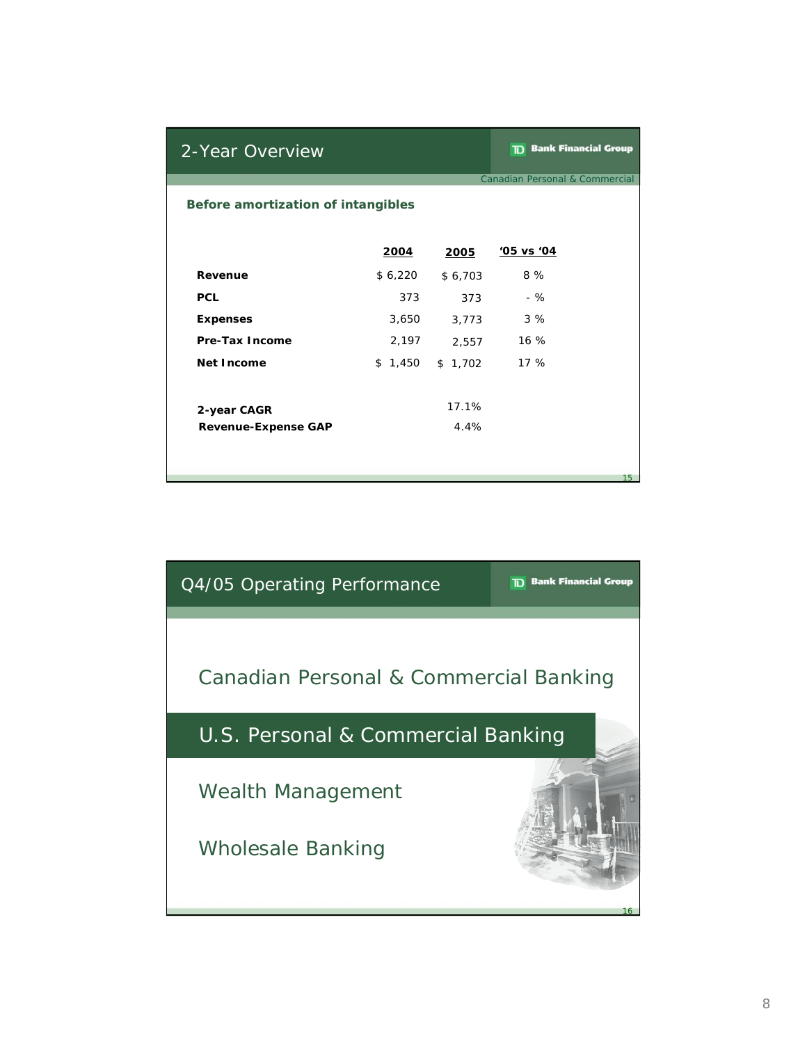## 2-Year Overview

TD Bank Financial Group

Canadian Personal & Commercial

**Before amortization of intangibles**

| | 2004 | 2005 | '05 vs '04 |
|---|---|---|---|
| **Revenue** | $ 6,220 | $ 6,703 | 8 % |
| **PCL** | 373 | 373 | - % |
| **Expenses** | 3,650 | 3,773 | 3 % |
| **Pre-Tax Income** | 2,197 | 2,557 | 16 % |
| **Net Income** | $ 1,450 | $ 1,702 | 17 % |

| | |
|---|---|
| **2-year CAGR** | 17.1% |
| **Revenue-Expense GAP** | 4.4% |

## Q4/05 Operating Performance

TD Bank Financial Group

Canadian Personal & Commercial Banking

**U.S. Personal & Commercial Banking**

Wealth Management

Wholesale Banking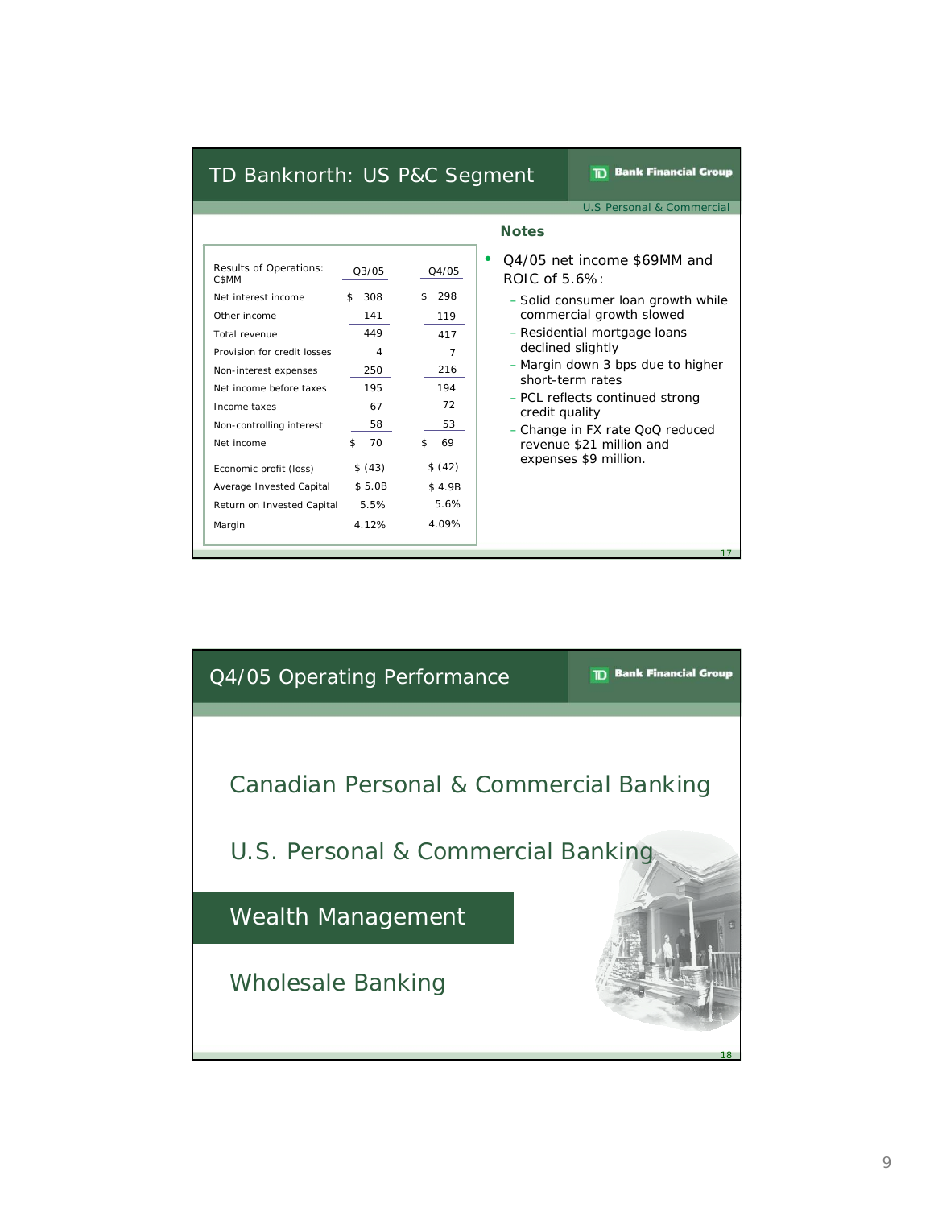## TD Banknorth: US P&C Segment

TD Bank Financial Group

U.S Personal & Commercial

| Results of Operations: C$MM | Q3/05 | Q4/05 |
|---|---|---|
| Net interest income | $ 308 | $ 298 |
| Other income | 141 | 119 |
| Total revenue | 449 | 417 |
| Provision for credit losses | 4 | 7 |
| Non-interest expenses | 250 | 216 |
| Net income before taxes | 195 | 194 |
| Income taxes | 67 | 72 |
| Non-controlling interest | 58 | 53 |
| Net income | $ 70 | $ 69 |
| Economic profit (loss) | $ (43) | $ (42) |
| Average Invested Capital | $ 5.0B | $ 4.9B |
| Return on Invested Capital | 5.5% | 5.6% |
| Margin | 4.12% | 4.09% |

**Notes**

- Q4/05 net income $69MM and ROIC of 5.6%:
  - Solid consumer loan growth while commercial growth slowed
  - Residential mortgage loans declined slightly
  - Margin down 3 bps due to higher short-term rates
  - PCL reflects continued strong credit quality
  - Change in FX rate QoQ reduced revenue $21 million and expenses $9 million.

## Q4/05 Operating Performance

TD Bank Financial Group

Canadian Personal & Commercial Banking

U.S. Personal & Commercial Banking

**Wealth Management**

Wholesale Banking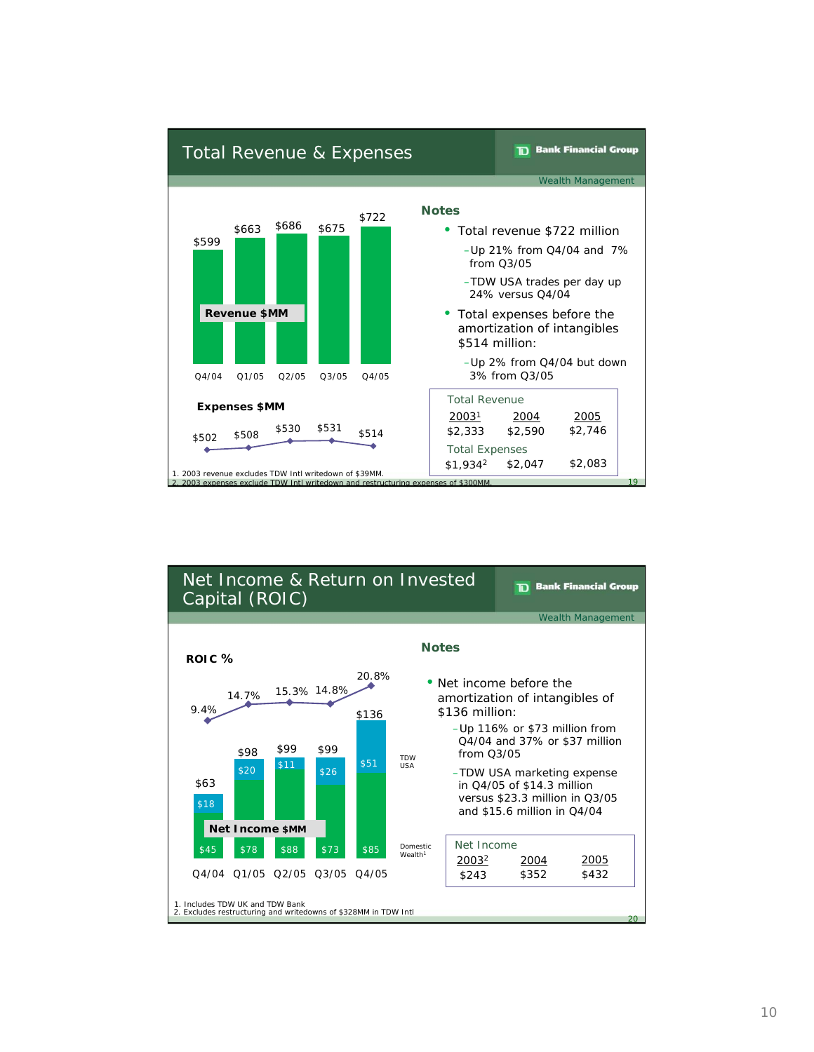# Total Revenue & Expenses

TD Bank Financial Group — Wealth Management

**Revenue $MM**

| Q4/04 | Q1/05 | Q2/05 | Q3/05 | Q4/05 |
|---|---|---|---|---|
| $599 | $663 | $686 | $675 | $722 |

**Expenses $MM**

| Q4/04 | Q1/05 | Q2/05 | Q3/05 | Q4/05 |
|---|---|---|---|---|
| $502 | $508 | $530 | $531 | $514 |

### Notes

- Total revenue $722 million
  - Up 21% from Q4/04 and 7% from Q3/05
  - TDW USA trades per day up 24% versus Q4/04
- Total expenses before the amortization of intangibles $514 million:
  - Up 2% from Q4/04 but down 3% from Q3/05

| | 2003[1] | 2004 | 2005 |
|---|---|---|---|
| Total Revenue | $2,333 | $2,590 | $2,746 |
| Total Expenses | $1,934[2] | $2,047 | $2,083 |

1. 2003 revenue excludes TDW Intl writedown of $39MM.
2. 2003 expenses exclude TDW Intl writedown and restructuring expenses of $300MM.

# Net Income & Return on Invested Capital (ROIC)

TD Bank Financial Group — Wealth Management

**ROIC %**

| Q4/04 | Q1/05 | Q2/05 | Q3/05 | Q4/05 |
|---|---|---|---|---|
| 9.4% | 14.7% | 15.3% | 14.8% | 20.8% |

**Net Income $MM**

| | Q4/04 | Q1/05 | Q2/05 | Q3/05 | Q4/05 |
|---|---|---|---|---|---|
| TDW USA | $18 | $20 | $11 | $26 | $51 |
| Domestic Wealth[1] | $45 | $78 | $88 | $73 | $85 |
| Total | $63 | $98 | $99 | $99 | $136 |

### Notes

- Net income before the amortization of intangibles of $136 million:
  - Up 116% or $73 million from Q4/04 and 37% or $37 million from Q3/05
  - TDW USA marketing expense in Q4/05 of $14.3 million versus $23.3 million in Q3/05 and $15.6 million in Q4/04

| | 2003[2] | 2004 | 2005 |
|---|---|---|---|
| Net Income | $243 | $352 | $432 |

1. Includes TDW UK and TDW Bank
2. Excludes restructuring and writedowns of $328MM in TDW Intl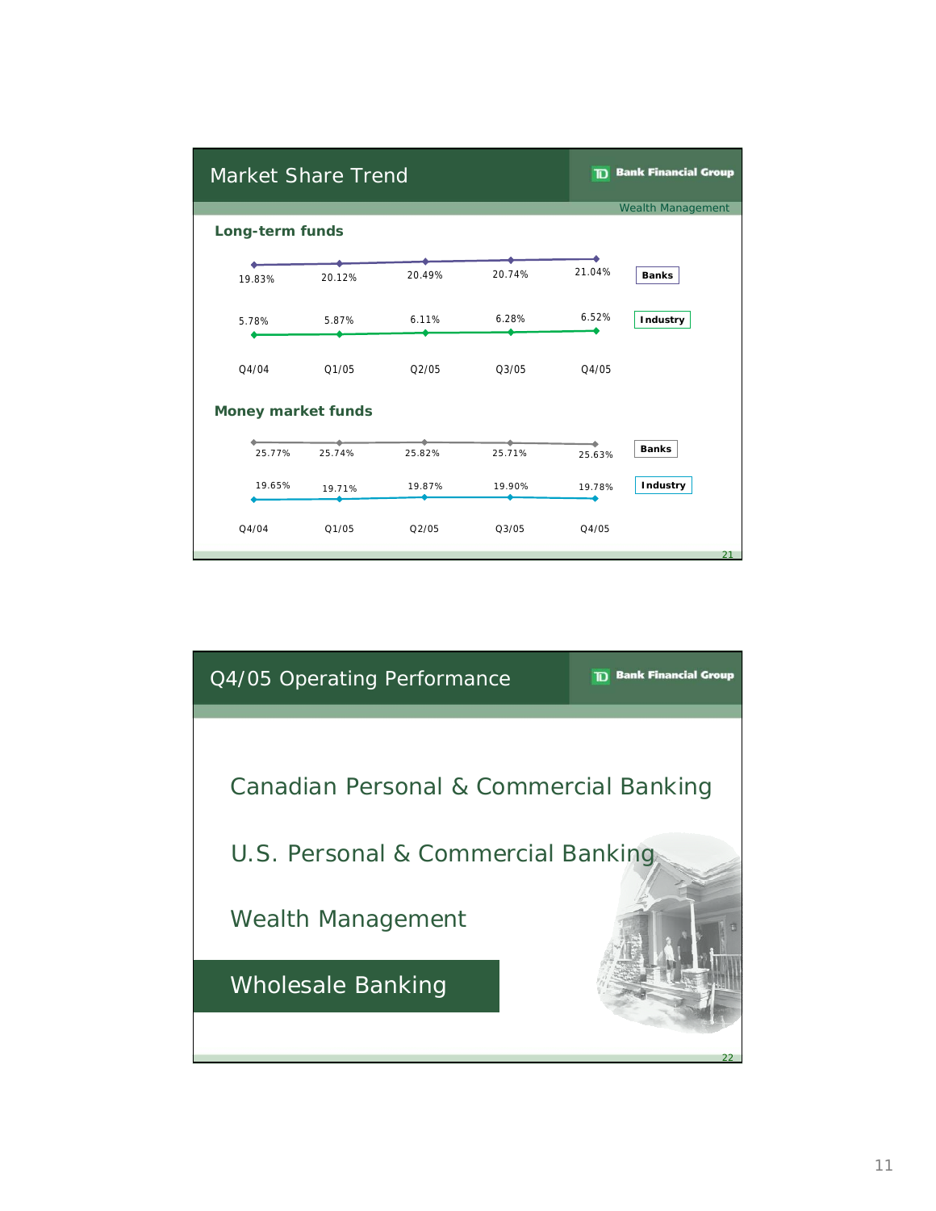## Market Share Trend

TD Bank Financial Group

Wealth Management

### Long-term funds

| | Q4/04 | Q1/05 | Q2/05 | Q3/05 | Q4/05 |
|---|---|---|---|---|---|
| Banks | 19.83% | 20.12% | 20.49% | 20.74% | 21.04% |
| Industry | 5.78% | 5.87% | 6.11% | 6.28% | 6.52% |

### Money market funds

| | Q4/04 | Q1/05 | Q2/05 | Q3/05 | Q4/05 |
|---|---|---|---|---|---|
| Banks | 25.77% | 25.74% | 25.82% | 25.71% | 25.63% |
| Industry | 19.65% | 19.71% | 19.87% | 19.90% | 19.78% |

## Q4/05 Operating Performance

TD Bank Financial Group

- Canadian Personal & Commercial Banking
- U.S. Personal & Commercial Banking
- Wealth Management
- **Wholesale Banking**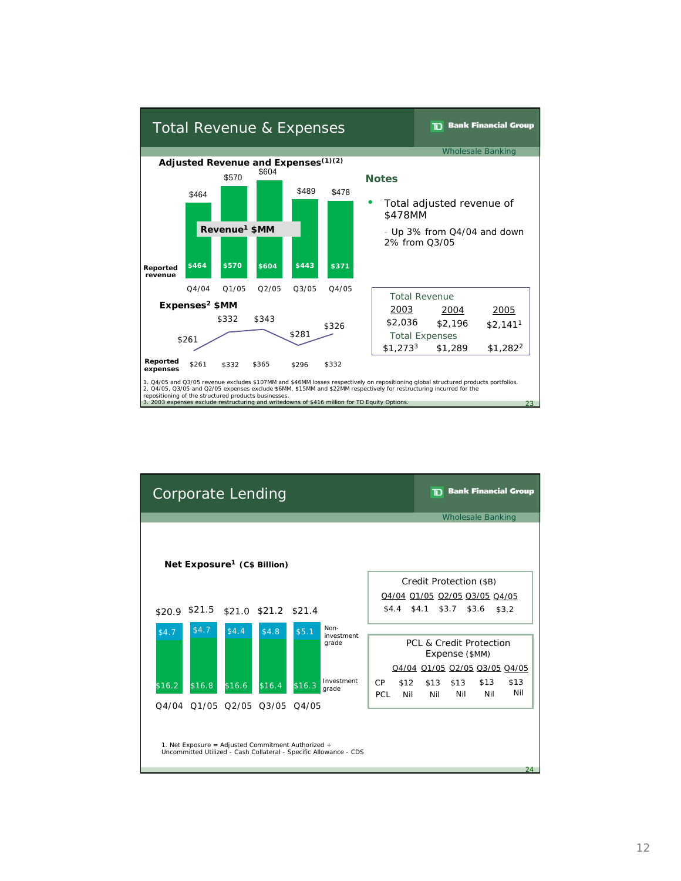# Total Revenue & Expenses

**TD Bank Financial Group**

Wholesale Banking

## Adjusted Revenue and Expenses[(1)(2)]

**Revenue[1] $MM**

| | Q4/04 | Q1/05 | Q2/05 | Q3/05 | Q4/05 |
|---|---|---|---|---|---|
| Adjusted revenue | $464 | $570 | $604 | $489 | $478 |
| Reported revenue | $464 | $570 | $604 | $443 | $371 |

**Expenses[2] $MM**

| | Q4/04 | Q1/05 | Q2/05 | Q3/05 | Q4/05 |
|---|---|---|---|---|---|
| Adjusted expenses | $261 | $332 | $343 | $281 | $326 |
| Reported expenses | $261 | $332 | $365 | $296 | $332 |

### Notes

- Total adjusted revenue of $478MM
  - Up 3% from Q4/04 and down 2% from Q3/05

| | 2003 | 2004 | 2005 |
|---|---|---|---|
| Total Revenue | $2,036 | $2,196 | $2,141[1] |
| Total Expenses | $1,273[3] | $1,289 | $1,282[2] |

1. Q4/05 and Q3/05 revenue excludes $107MM and $46MM losses respectively on repositioning global structured products portfolios.
2. Q4/05, Q3/05 and Q2/05 expenses exclude $6MM, $15MM and $22MM respectively for restructuring incurred for the repositioning of the structured products businesses.
3. 2003 expenses exclude restructuring and writedowns of $416 million for TD Equity Options.

# Corporate Lending

**TD Bank Financial Group**

Wholesale Banking

## Net Exposure[1] (C$ Billion)

| | Q4/04 | Q1/05 | Q2/05 | Q3/05 | Q4/05 |
|---|---|---|---|---|---|
| Non-investment grade | $4.7 | $4.7 | $4.4 | $4.8 | $5.1 |
| Investment grade | $16.2 | $16.8 | $16.6 | $16.4 | $16.3 |
| Total | $20.9 | $21.5 | $21.0 | $21.2 | $21.4 |

**Credit Protection ($B)**

| Q4/04 | Q1/05 | Q2/05 | Q3/05 | Q4/05 |
|---|---|---|---|---|
| $4.4 | $4.1 | $3.7 | $3.6 | $3.2 |

**PCL & Credit Protection Expense ($MM)**

| | Q4/04 | Q1/05 | Q2/05 | Q3/05 | Q4/05 |
|---|---|---|---|---|---|
| CP | $12 | $13 | $13 | $13 | $13 |
| PCL | Nil | Nil | Nil | Nil | Nil |

1. Net Exposure = Adjusted Commitment Authorized + Uncommitted Utilized - Cash Collateral - Specific Allowance - CDS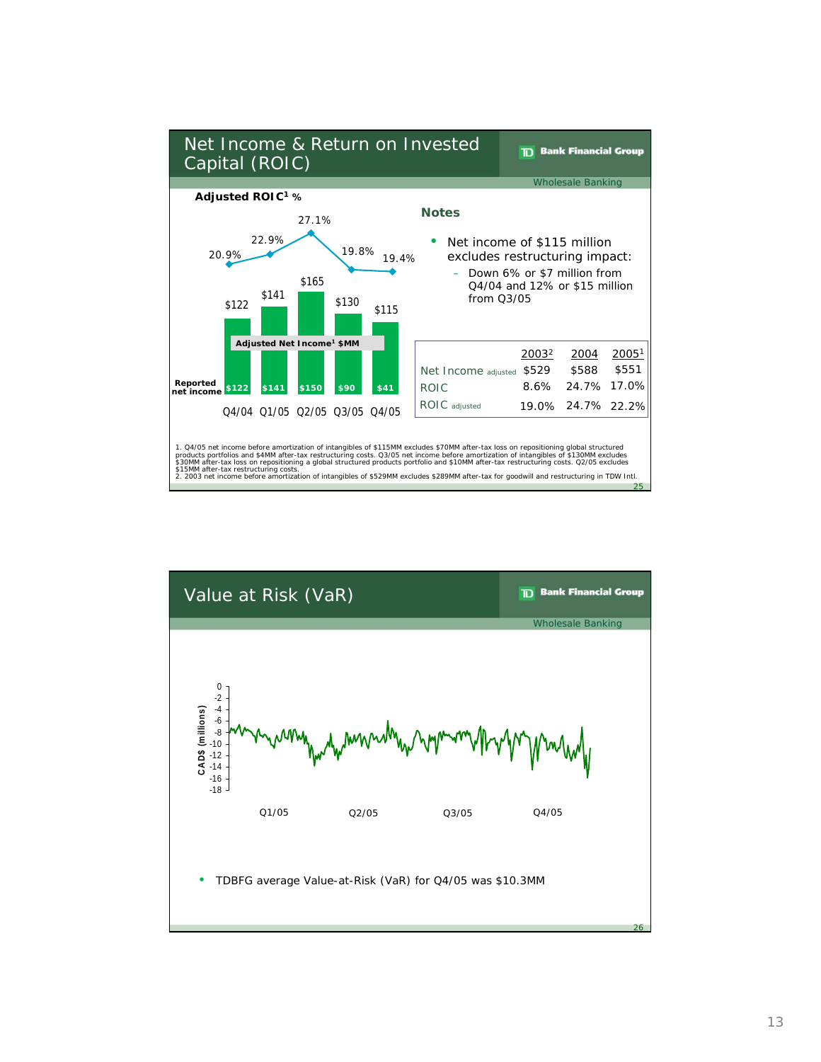# Net Income & Return on Invested Capital (ROIC)

Wholesale Banking

**Adjusted ROIC[1] %**

| | Q4/04 | Q1/05 | Q2/05 | Q3/05 | Q4/05 |
|---|---|---|---|---|---|
| Adjusted ROIC[1] % | 20.9% | 22.9% | 27.1% | 19.8% | 19.4% |
| Adjusted Net Income[1] $MM | $122 | $141 | $165 | $130 | $115 |
| Reported net income | $122 | $141 | $150 | $90 | $41 |

**Notes**

- Net income of $115 million excludes restructuring impact:
  - Down 6% or $7 million from Q4/04 and 12% or $15 million from Q3/05

| | 2003[2] | 2004 | 2005[1] |
|---|---|---|---|
| Net Income adjusted | $529 | $588 | $551 |
| ROIC | 8.6% | 24.7% | 17.0% |
| ROIC adjusted | 19.0% | 24.7% | 22.2% |

1. Q4/05 net income before amortization of intangibles of $115MM excludes $70MM after-tax loss on repositioning global structured products portfolios and $4MM after-tax restructuring costs. Q3/05 net income before amortization of intangibles of $130MM excludes $30MM after-tax loss on repositioning a global structured products portfolio and $10MM after-tax restructuring costs. Q2/05 excludes $15MM after-tax restructuring costs.
2. 2003 net income before amortization of intangibles of $529MM excludes $289MM after-tax for goodwill and restructuring in TDW Intl.

# Value at Risk (VaR)

Wholesale Banking

CAD$ (millions)

- TDBFG average Value-at-Risk (VaR) for Q4/05 was $10.3MM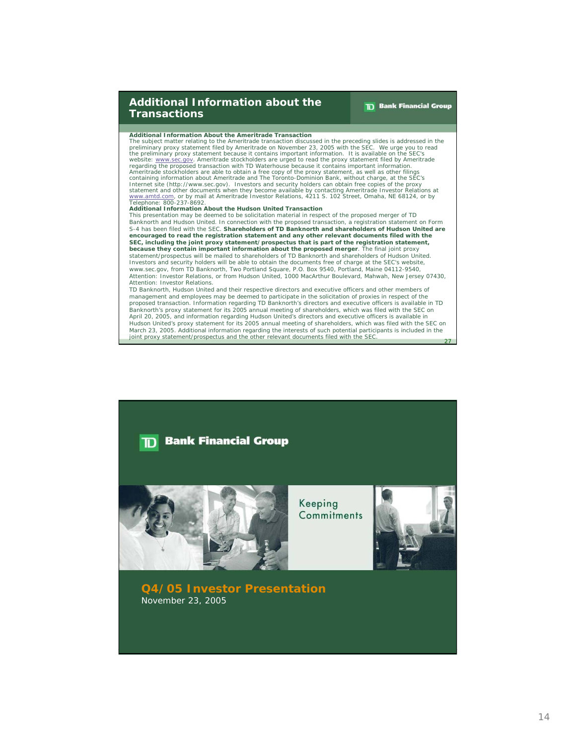## Additional Information about the Transactions

TD Bank Financial Group

**Additional Information About the Ameritrade Transaction**
The subject matter relating to the Ameritrade transaction discussed in the preceding slides is addressed in the preliminary proxy statement filed by Ameritrade on November 23, 2005 with the SEC. We urge you to read the preliminary proxy statement because it contains important information. It is available on the SEC's website: www.sec.gov. Ameritrade stockholders are urged to read the proxy statement filed by Ameritrade regarding the proposed transaction with TD Waterhouse because it contains important information. Ameritrade stockholders are able to obtain a free copy of the proxy statement, as well as other filings containing information about Ameritrade and The Toronto-Dominion Bank, without charge, at the SEC's Internet site (http://www.sec.gov). Investors and security holders can obtain free copies of the proxy statement and other documents when they become available by contacting Ameritrade Investor Relations at www.amtd.com, or by mail at Ameritrade Investor Relations, 4211 S. 102 Street, Omaha, NE 68124, or by Telephone: 800-237-8692.

**Additional Information About the Hudson United Transaction**
This presentation may be deemed to be solicitation material in respect of the proposed merger of TD Banknorth and Hudson United. In connection with the proposed transaction, a registration statement on Form S-4 has been filed with the SEC. **Shareholders of TD Banknorth and shareholders of Hudson United are encouraged to read the registration statement and any other relevant documents filed with the SEC, including the joint proxy statement/prospectus that is part of the registration statement, because they contain important information about the proposed merger**. The final joint proxy statement/prospectus will be mailed to shareholders of TD Banknorth and shareholders of Hudson United. Investors and security holders will be able to obtain the documents free of charge at the SEC's website, www.sec.gov, from TD Banknorth, Two Portland Square, P.O. Box 9540, Portland, Maine 04112-9540, Attention: Investor Relations, or from Hudson United, 1000 MacArthur Boulevard, Mahwah, New Jersey 07430, Attention: Investor Relations.

TD Banknorth, Hudson United and their respective directors and executive officers and other members of management and employees may be deemed to participate in the solicitation of proxies in respect of the proposed transaction. Information regarding TD Banknorth's directors and executive officers is available in TD Banknorth's proxy statement for its 2005 annual meeting of shareholders, which was filed with the SEC on April 20, 2005, and information regarding Hudson United's directors and executive officers is available in Hudson United's proxy statement for its 2005 annual meeting of shareholders, which was filed with the SEC on March 23, 2005. Additional information regarding the interests of such potential participants is included in the joint proxy statement/prospectus and the other relevant documents filed with the SEC.

TD Bank Financial Group

Keeping Commitments

## Q4/05 Investor Presentation

November 23, 2005